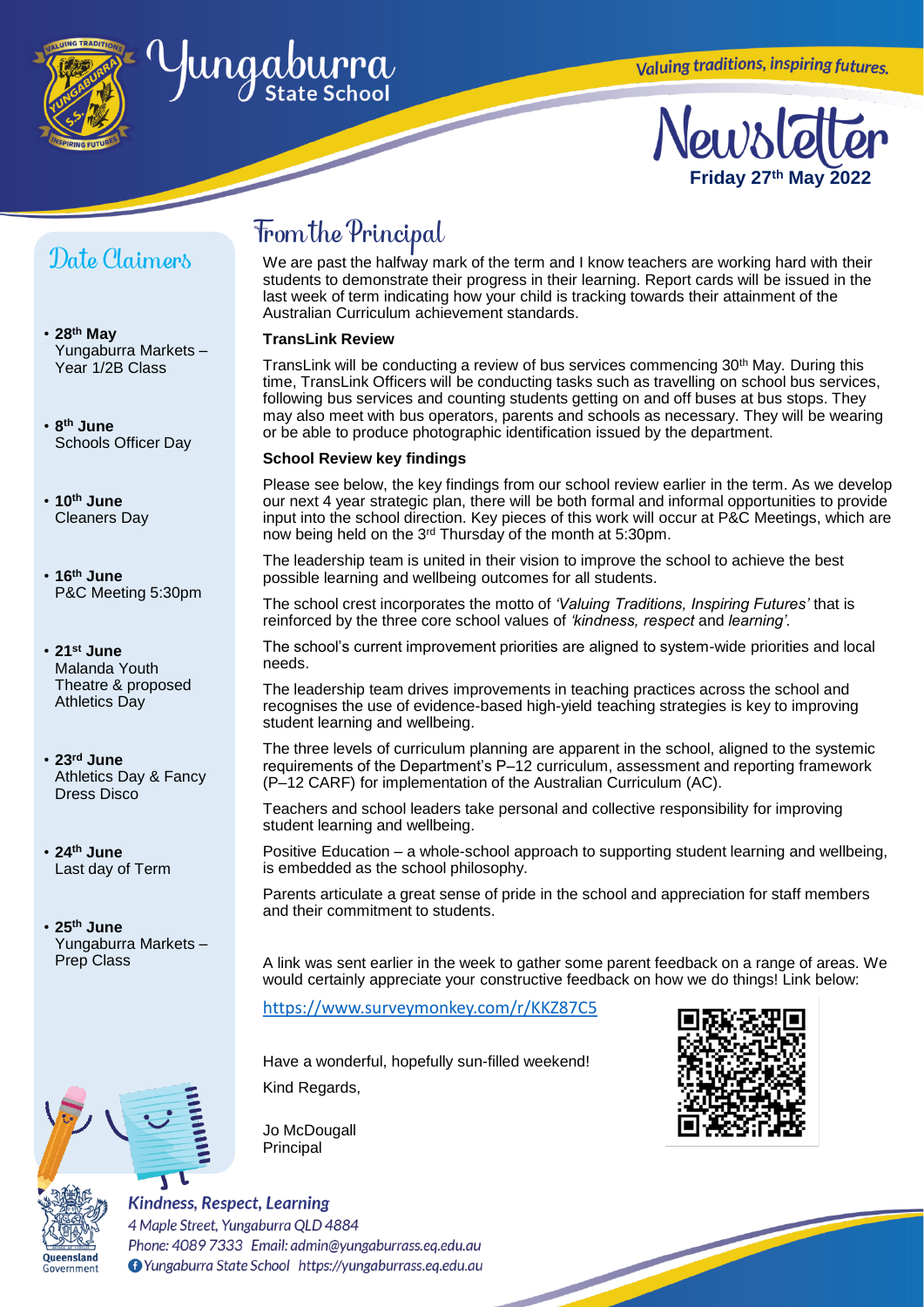# Yungaburra State School

*Valuing traditions, inspiring futures.*

# Newsletter

**Friday 27th May 2022**

## Date Claimers

- **28th May**
  Yungaburra Markets – Year 1/2B Class
- **8th June**
  Schools Officer Day
- **10th June**
  Cleaners Day
- **16th June**
  P&C Meeting 5:30pm
- **21st June**
  Malanda Youth Theatre & proposed Athletics Day
- **23rd June**
  Athletics Day & Fancy Dress Disco
- **24th June**
  Last day of Term
- **25th June**
  Yungaburra Markets – Prep Class

## From the Principal

We are past the halfway mark of the term and I know teachers are working hard with their students to demonstrate their progress in their learning. Report cards will be issued in the last week of term indicating how your child is tracking towards their attainment of the Australian Curriculum achievement standards.

**TransLink Review**

TransLink will be conducting a review of bus services commencing 30th May. During this time, TransLink Officers will be conducting tasks such as travelling on school bus services, following bus services and counting students getting on and off buses at bus stops. They may also meet with bus operators, parents and schools as necessary. They will be wearing or be able to produce photographic identification issued by the department.

**School Review key findings**

Please see below, the key findings from our school review earlier in the term. As we develop our next 4 year strategic plan, there will be both formal and informal opportunities to provide input into the school direction. Key pieces of this work will occur at P&C Meetings, which are now being held on the 3rd Thursday of the month at 5:30pm.

The leadership team is united in their vision to improve the school to achieve the best possible learning and wellbeing outcomes for all students.

The school crest incorporates the motto of *'Valuing Traditions, Inspiring Futures'* that is reinforced by the three core school values of *'kindness, respect* and *learning'*.

The school's current improvement priorities are aligned to system-wide priorities and local needs.

The leadership team drives improvements in teaching practices across the school and recognises the use of evidence-based high-yield teaching strategies is key to improving student learning and wellbeing.

The three levels of curriculum planning are apparent in the school, aligned to the systemic requirements of the Department's P–12 curriculum, assessment and reporting framework (P–12 CARF) for implementation of the Australian Curriculum (AC).

Teachers and school leaders take personal and collective responsibility for improving student learning and wellbeing.

Positive Education – a whole-school approach to supporting student learning and wellbeing, is embedded as the school philosophy.

Parents articulate a great sense of pride in the school and appreciation for staff members and their commitment to students.

A link was sent earlier in the week to gather some parent feedback on a range of areas. We would certainly appreciate your constructive feedback on how we do things! Link below:

https://www.surveymonkey.com/r/KKZ87C5

Have a wonderful, hopefully sun-filled weekend!

Kind Regards,

Jo McDougall
Principal

*Kindness, Respect, Learning*

*4 Maple Street, Yungaburra QLD 4884*
*Phone: 4089 7333 Email: admin@yungaburrass.eq.edu.au*
*Yungaburra State School https://yungaburrass.eq.edu.au*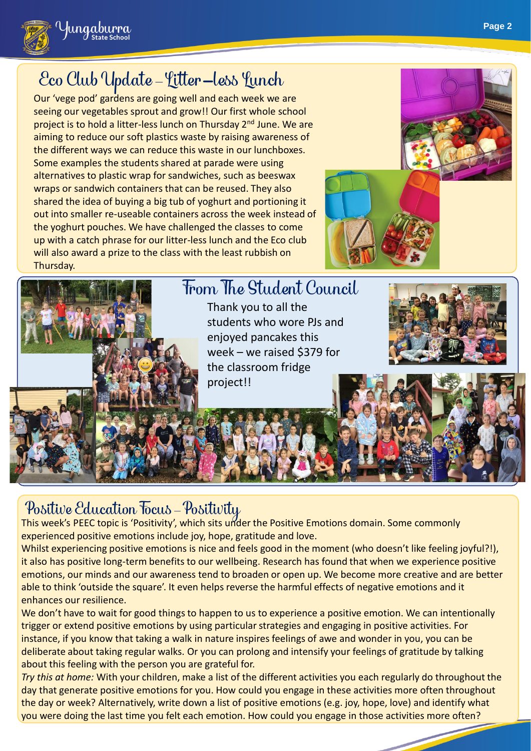## Eco Club Update – Litter–less Lunch

Our 'vege pod' gardens are going well and each week we are seeing our vegetables sprout and grow!! Our first whole school project is to hold a litter-less lunch on Thursday 2nd June. We are aiming to reduce our soft plastics waste by raising awareness of the different ways we can reduce this waste in our lunchboxes. Some examples the students shared at parade were using alternatives to plastic wrap for sandwiches, such as beeswax wraps or sandwich containers that can be reused. They also shared the idea of buying a big tub of yoghurt and portioning it out into smaller re-useable containers across the week instead of the yoghurt pouches. We have challenged the classes to come up with a catch phrase for our litter-less lunch and the Eco club will also award a prize to the class with the least rubbish on Thursday.

## From The Student Council

Thank you to all the students who wore PJs and enjoyed pancakes this week – we raised $379 for the classroom fridge project!!

## Positive Education Focus – Positivity

This week's PEEC topic is 'Positivity', which sits under the Positive Emotions domain. Some commonly experienced positive emotions include joy, hope, gratitude and love.

Whilst experiencing positive emotions is nice and feels good in the moment (who doesn't like feeling joyful?!), it also has positive long-term benefits to our wellbeing. Research has found that when we experience positive emotions, our minds and our awareness tend to broaden or open up. We become more creative and are better able to think 'outside the square'. It even helps reverse the harmful effects of negative emotions and it enhances our resilience.

We don't have to wait for good things to happen to us to experience a positive emotion. We can intentionally trigger or extend positive emotions by using particular strategies and engaging in positive activities. For instance, if you know that taking a walk in nature inspires feelings of awe and wonder in you, you can be deliberate about taking regular walks. Or you can prolong and intensify your feelings of gratitude by talking about this feeling with the person you are grateful for.

*Try this at home:* With your children, make a list of the different activities you each regularly do throughout the day that generate positive emotions for you. How could you engage in these activities more often throughout the day or week? Alternatively, write down a list of positive emotions (e.g. joy, hope, love) and identify what you were doing the last time you felt each emotion. How could you engage in those activities more often?